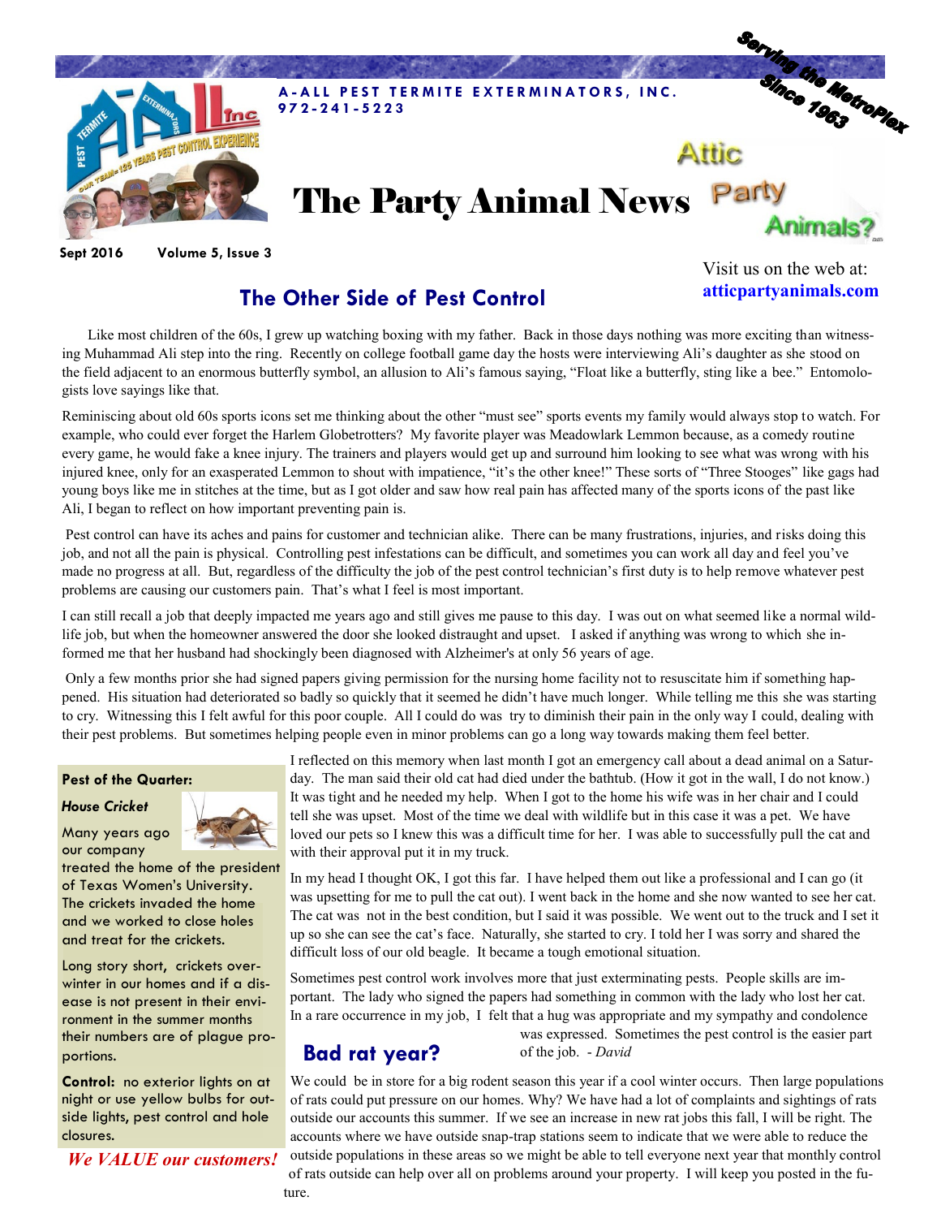A-ALL PEST TERMITE EXTERMINATORS, INC.
972-241-5223

Serving the MetroPlex Since 1963

# The Party Animal News

Attic Party Animals?

Sept 2016 Volume 5, Issue 3

Visit us on the web at:
**atticpartyanimals.com**

## The Other Side of Pest Control

Like most children of the 60s, I grew up watching boxing with my father. Back in those days nothing was more exciting than witnessing Muhammad Ali step into the ring. Recently on college football game day the hosts were interviewing Ali's daughter as she stood on the field adjacent to an enormous butterfly symbol, an allusion to Ali's famous saying, "Float like a butterfly, sting like a bee." Entomologists love sayings like that.

Reminiscing about old 60s sports icons set me thinking about the other "must see" sports events my family would always stop to watch. For example, who could ever forget the Harlem Globetrotters? My favorite player was Meadowlark Lemmon because, as a comedy routine every game, he would fake a knee injury. The trainers and players would get up and surround him looking to see what was wrong with his injured knee, only for an exasperated Lemmon to shout with impatience, "it's the other knee!" These sorts of "Three Stooges" like gags had young boys like me in stitches at the time, but as I got older and saw how real pain has affected many of the sports icons of the past like Ali, I began to reflect on how important preventing pain is.

Pest control can have its aches and pains for customer and technician alike. There can be many frustrations, injuries, and risks doing this job, and not all the pain is physical. Controlling pest infestations can be difficult, and sometimes you can work all day and feel you've made no progress at all. But, regardless of the difficulty the job of the pest control technician's first duty is to help remove whatever pest problems are causing our customers pain. That's what I feel is most important.

I can still recall a job that deeply impacted me years ago and still gives me pause to this day. I was out on what seemed like a normal wildlife job, but when the homeowner answered the door she looked distraught and upset. I asked if anything was wrong to which she informed me that her husband had shockingly been diagnosed with Alzheimer's at only 56 years of age.

Only a few months prior she had signed papers giving permission for the nursing home facility not to resuscitate him if something happened. His situation had deteriorated so badly so quickly that it seemed he didn't have much longer. While telling me this she was starting to cry. Witnessing this I felt awful for this poor couple. All I could do was try to diminish their pain in the only way I could, dealing with their pest problems. But sometimes helping people even in minor problems can go a long way towards making them feel better.

I reflected on this memory when last month I got an emergency call about a dead animal on a Saturday. The man said their old cat had died under the bathtub. (How it got in the wall, I do not know.) It was tight and he needed my help. When I got to the home his wife was in her chair and I could tell she was upset. Most of the time we deal with wildlife but in this case it was a pet. We have loved our pets so I knew this was a difficult time for her. I was able to successfully pull the cat and with their approval put it in my truck.

In my head I thought OK, I got this far. I have helped them out like a professional and I can go (it was upsetting for me to pull the cat out). I went back in the home and she now wanted to see her cat. The cat was not in the best condition, but I said it was possible. We went out to the truck and I set it up so she can see the cat's face. Naturally, she started to cry. I told her I was sorry and shared the difficult loss of our old beagle. It became a tough emotional situation.

Sometimes pest control work involves more that just exterminating pests. People skills are important. The lady who signed the papers had something in common with the lady who lost her cat. In a rare occurrence in my job, I felt that a hug was appropriate and my sympathy and condolence was expressed. Sometimes the pest control is the easier part of the job. *- David*

### Pest of the Quarter:

***House Cricket***

Many years ago our company treated the home of the president of Texas Women's University. The crickets invaded the home and we worked to close holes and treat for the crickets.

Long story short, crickets overwinter in our homes and if a disease is not present in their environment in the summer months their numbers are of plague proportions.

**Control:** no exterior lights on at night or use yellow bulbs for outside lights, pest control and hole closures.

***We VALUE our customers!***

## Bad rat year?

We could be in store for a big rodent season this year if a cool winter occurs. Then large populations of rats could put pressure on our homes. Why? We have had a lot of complaints and sightings of rats outside our accounts this summer. If we see an increase in new rat jobs this fall, I will be right. The accounts where we have outside snap-trap stations seem to indicate that we were able to reduce the outside populations in these areas so we might be able to tell everyone next year that monthly control of rats outside can help over all on problems around your property. I will keep you posted in the future.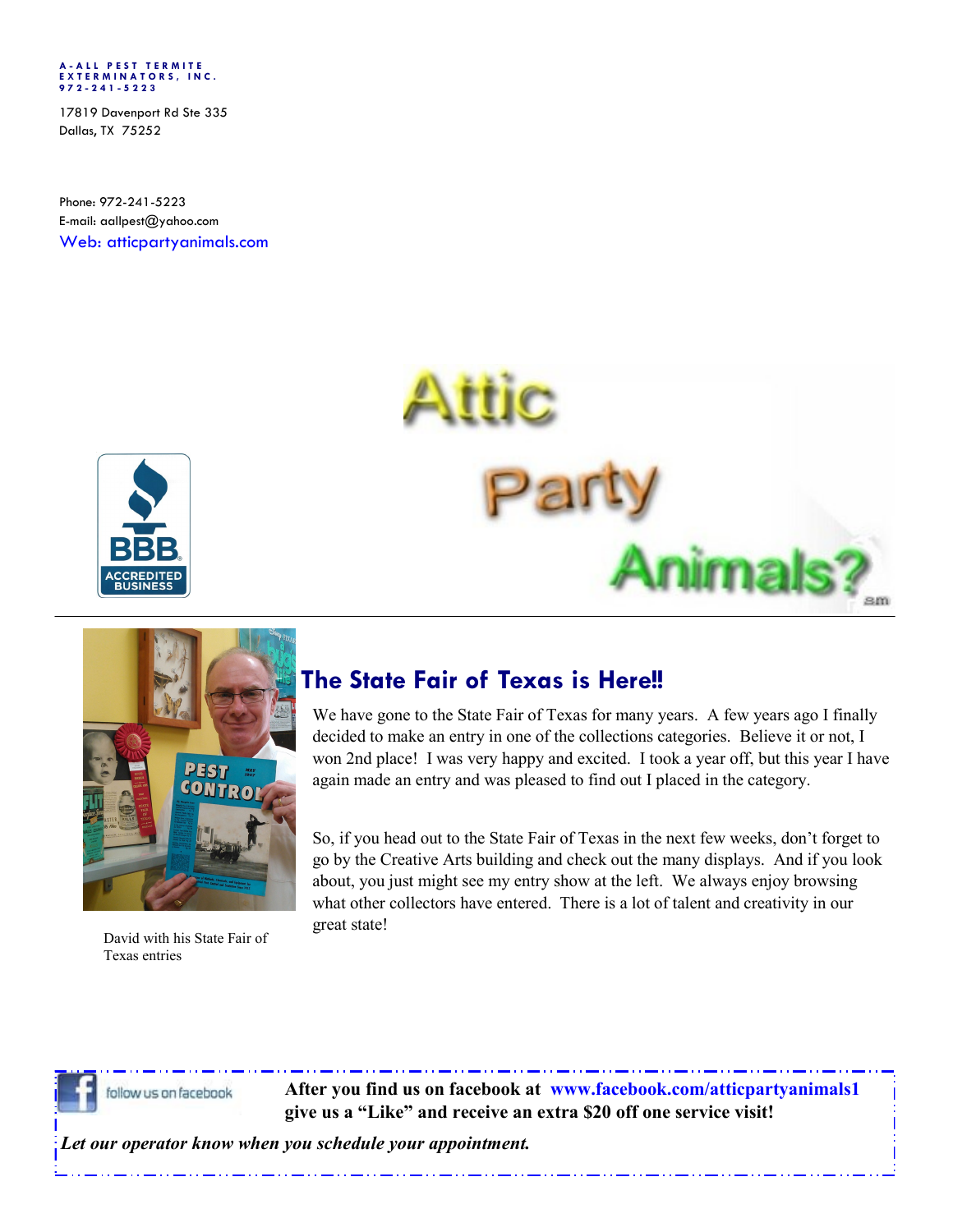A-ALL PEST TERMITE EXTERMINATORS, INC.
972-241-5223

17819 Davenport Rd Ste 335
Dallas, TX 75252

Phone: 972-241-5223
E-mail: aallpest@yahoo.com
Web: atticpartyanimals.com

Attic Party Animals?

## The State Fair of Texas is Here!!

We have gone to the State Fair of Texas for many years. A few years ago I finally decided to make an entry in one of the collections categories. Believe it or not, I won 2nd place! I was very happy and excited. I took a year off, but this year I have again made an entry and was pleased to find out I placed in the category.

So, if you head out to the State Fair of Texas in the next few weeks, don't forget to go by the Creative Arts building and check out the many displays. And if you look about, you just might see my entry show at the left. We always enjoy browsing what other collectors have entered. There is a lot of talent and creativity in our great state!

David with his State Fair of Texas entries

follow us on facebook

**After you find us on facebook at www.facebook.com/atticpartyanimals1 give us a "Like" and receive an extra $20 off one service visit!**

***Let our operator know when you schedule your appointment.***